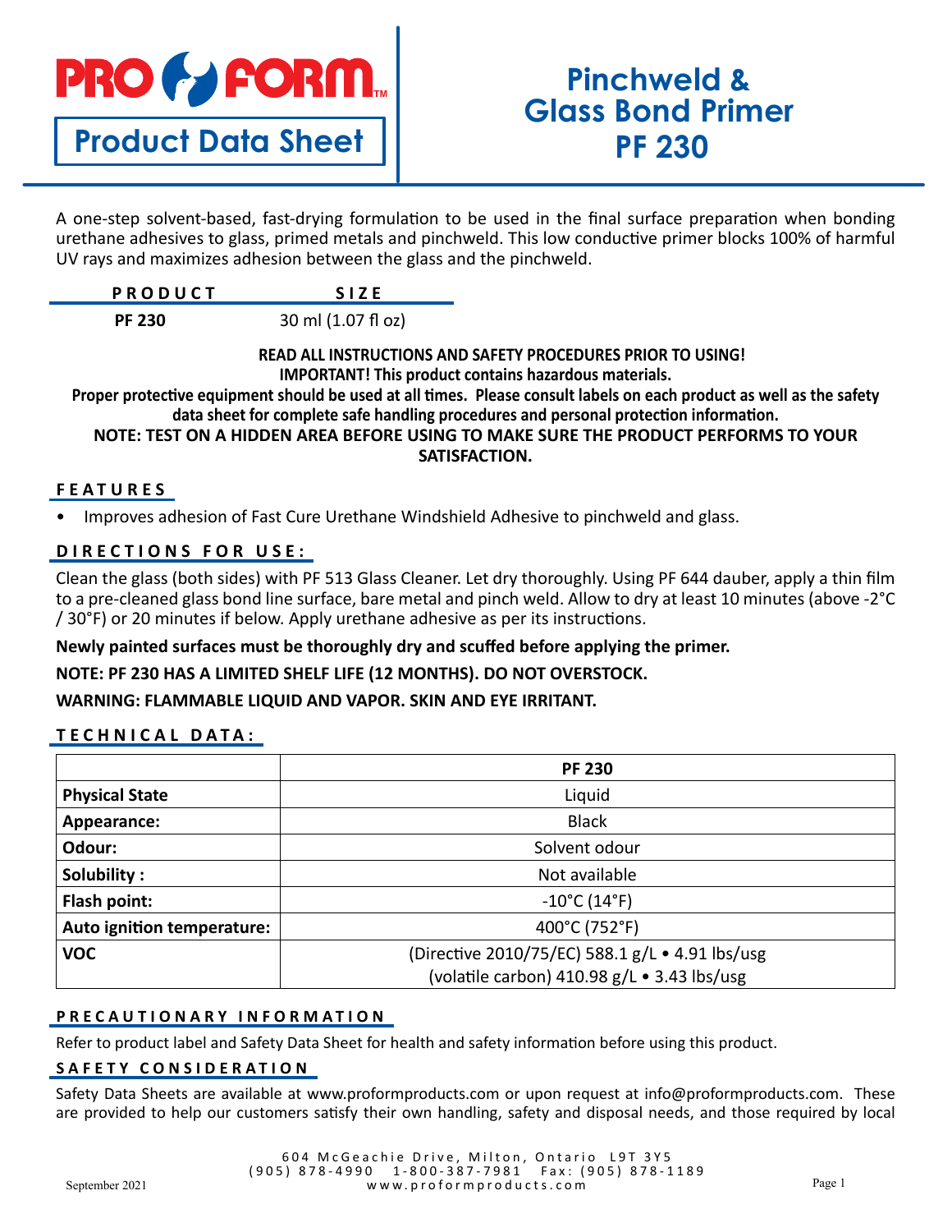# PRO FORM

## Product Data Sheet

# Pinchweld & Glass Bond Primer PF 230

A one-step solvent-based, fast-drying formulation to be used in the final surface preparation when bonding urethane adhesives to glass, primed metals and pinchweld. This low conductive primer blocks 100% of harmful UV rays and maximizes adhesion between the glass and the pinchweld.

| PRODUCT | SIZE |
|---|---|
| PF 230 | 30 ml (1.07 fl oz) |

**READ ALL INSTRUCTIONS AND SAFETY PROCEDURES PRIOR TO USING!**
**IMPORTANT! This product contains hazardous materials.**
**Proper protective equipment should be used at all times. Please consult labels on each product as well as the safety data sheet for complete safe handling procedures and personal protection information.**
**NOTE: TEST ON A HIDDEN AREA BEFORE USING TO MAKE SURE THE PRODUCT PERFORMS TO YOUR SATISFACTION.**

## FEATURES

- Improves adhesion of Fast Cure Urethane Windshield Adhesive to pinchweld and glass.

## DIRECTIONS FOR USE:

Clean the glass (both sides) with PF 513 Glass Cleaner. Let dry thoroughly. Using PF 644 dauber, apply a thin film to a pre-cleaned glass bond line surface, bare metal and pinch weld. Allow to dry at least 10 minutes (above -2°C / 30°F) or 20 minutes if below. Apply urethane adhesive as per its instructions.

**Newly painted surfaces must be thoroughly dry and scuffed before applying the primer.**

**NOTE: PF 230 HAS A LIMITED SHELF LIFE (12 MONTHS). DO NOT OVERSTOCK.**

**WARNING: FLAMMABLE LIQUID AND VAPOR. SKIN AND EYE IRRITANT.**

## TECHNICAL DATA:

| | PF 230 |
|---|---|
| **Physical State** | Liquid |
| **Appearance:** | Black |
| **Odour:** | Solvent odour |
| **Solubility :** | Not available |
| **Flash point:** | -10°C (14°F) |
| **Auto ignition temperature:** | 400°C (752°F) |
| **VOC** | (Directive 2010/75/EC) 588.1 g/L • 4.91 lbs/usg<br>(volatile carbon) 410.98 g/L • 3.43 lbs/usg |

## PRECAUTIONARY INFORMATION

Refer to product label and Safety Data Sheet for health and safety information before using this product.

## SAFETY CONSIDERATION

Safety Data Sheets are available at www.proformproducts.com or upon request at info@proformproducts.com. These are provided to help our customers satisfy their own handling, safety and disposal needs, and those required by local

604 McGeachie Drive, Milton, Ontario L9T 3Y5
(905) 878-4990 1-800-387-7981 Fax: (905) 878-1189
www.proformproducts.com

September 2021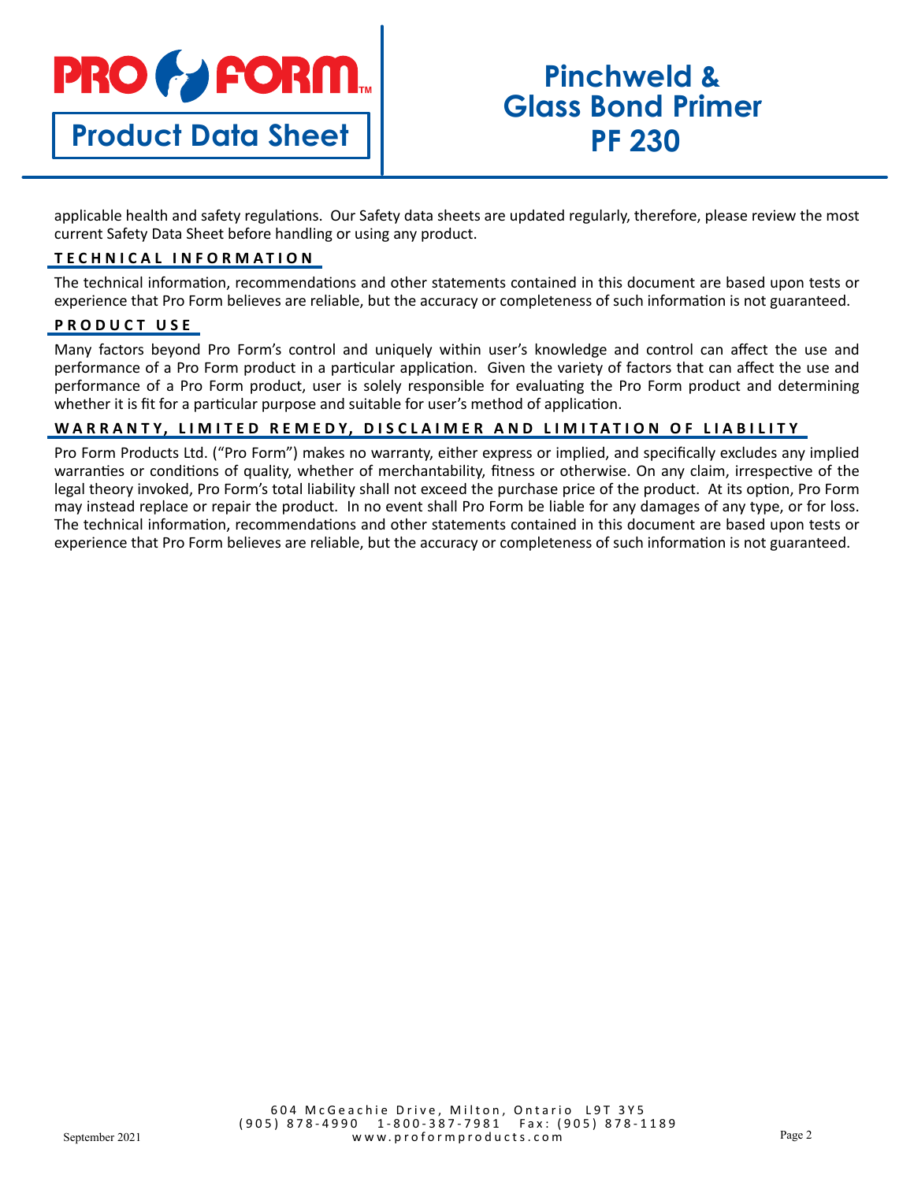applicable health and safety regulations.  Our Safety data sheets are updated regularly, therefore, please review the most current Safety Data Sheet before handling or using any product.

## TECHNICAL INFORMATION

The technical information, recommendations and other statements contained in this document are based upon tests or experience that Pro Form believes are reliable, but the accuracy or completeness of such information is not guaranteed.

## PRODUCT USE

Many factors beyond Pro Form's control and uniquely within user's knowledge and control can affect the use and performance of a Pro Form product in a particular application.  Given the variety of factors that can affect the use and performance of a Pro Form product, user is solely responsible for evaluating the Pro Form product and determining whether it is fit for a particular purpose and suitable for user's method of application.

## WARRANTY, LIMITED REMEDY, DISCLAIMER AND LIMITATION OF LIABILITY

Pro Form Products Ltd. ("Pro Form") makes no warranty, either express or implied, and specifically excludes any implied warranties or conditions of quality, whether of merchantability, fitness or otherwise. On any claim, irrespective of the legal theory invoked, Pro Form's total liability shall not exceed the purchase price of the product.  At its option, Pro Form may instead replace or repair the product.  In no event shall Pro Form be liable for any damages of any type, or for loss. The technical information, recommendations and other statements contained in this document are based upon tests or experience that Pro Form believes are reliable, but the accuracy or completeness of such information is not guaranteed.